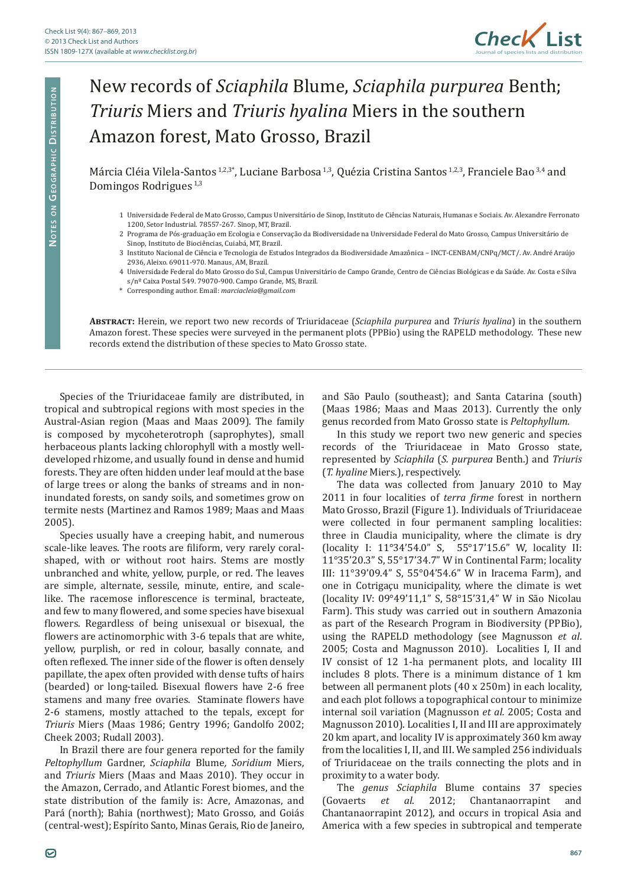# New records of *Sciaphila* Blume, *Sciaphila purpurea* Benth; *Triuris* Miers and *Triuris hyalina* Miers in the southern Amazon forest, Mato Grosso, Brazil

Márcia Cléia Vilela-Santos [1,2,3*], Luciane Barbosa [1,3], Quézia Cristina Santos [1,2,3], Franciele Bao [3,4] and Domingos Rodrigues [1,3]

1 Universidade Federal de Mato Grosso, Campus Universitário de Sinop, Instituto de Ciências Naturais, Humanas e Sociais. Av. Alexandre Ferronato 1200, Setor Industrial. 78557-267. Sinop, MT, Brazil.

2 Programa de Pós-graduação em Ecologia e Conservação da Biodiversidade na Universidade Federal do Mato Grosso, Campus Universitário de Sinop, Instituto de Biociências, Cuiabá, MT, Brazil.

3 Instituto Nacional de Ciência e Tecnologia de Estudos Integrados da Biodiversidade Amazônica – INCT-CENBAM/CNPq/MCT/. Av. André Araújo 2936, Aleixo. 69011-970. Manaus, AM, Brazil.

4 Universidade Federal do Mato Grosso do Sul, Campus Universitário de Campo Grande, Centro de Ciências Biológicas e da Saúde. Av. Costa e Silva s/nº Caixa Postal 549. 79070-900. Campo Grande, MS, Brazil.

\* Corresponding author. Email: *marciacleia@gmail.com*

**Abstract:** Herein, we report two new records of Triuridaceae (*Sciaphila purpurea* and *Triuris hyalina*) in the southern Amazon forest. These species were surveyed in the permanent plots (PPBio) using the RAPELD methodology. These new records extend the distribution of these species to Mato Grosso state.

Species of the Triuridaceae family are distributed, in tropical and subtropical regions with most species in the Austral-Asian region (Maas and Maas 2009). The family is composed by mycoheterotroph (saprophytes), small herbaceous plants lacking chlorophyll with a mostly well-developed rhizome, and usually found in dense and humid forests. They are often hidden under leaf mould at the base of large trees or along the banks of streams and in non-inundated forests, on sandy soils, and sometimes grow on termite nests (Martinez and Ramos 1989; Maas and Maas 2005).

Species usually have a creeping habit, and numerous scale-like leaves. The roots are filiform, very rarely coral-shaped, with or without root hairs. Stems are mostly unbranched and white, yellow, purple, or red. The leaves are simple, alternate, sessile, minute, entire, and scale-like. The racemose inflorescence is terminal, bracteate, and few to many flowered, and some species have bisexual flowers. Regardless of being unisexual or bisexual, the flowers are actinomorphic with 3-6 tepals that are white, yellow, purplish, or red in colour, basally connate, and often reflexed. The inner side of the flower is often densely papillate, the apex often provided with dense tufts of hairs (bearded) or long-tailed. Bisexual flowers have 2-6 free stamens and many free ovaries. Staminate flowers have 2-6 stamens, mostly attached to the tepals, except for *Triuris* Miers (Maas 1986; Gentry 1996; Gandolfo 2002; Cheek 2003; Rudall 2003).

In Brazil there are four genera reported for the family *Peltophyllum* Gardner, *Sciaphila* Blume, *Soridium* Miers, and *Triuris* Miers (Maas and Maas 2010). They occur in the Amazon, Cerrado, and Atlantic Forest biomes, and the state distribution of the family is: Acre, Amazonas, and Pará (north); Bahia (northwest); Mato Grosso, and Goiás (central-west); Espírito Santo, Minas Gerais, Rio de Janeiro, and São Paulo (southeast); and Santa Catarina (south) (Maas 1986; Maas and Maas 2013). Currently the only genus recorded from Mato Grosso state is *Peltophyllum*.

In this study we report two new generic and species records of the Triuridaceae in Mato Grosso state, represented by *Sciaphila* (*S. purpurea* Benth.) and *Triuris* (*T. hyaline* Miers.), respectively.

The data was collected from January 2010 to May 2011 in four localities of *terra firme* forest in northern Mato Grosso, Brazil (Figure 1). Individuals of Triuridaceae were collected in four permanent sampling localities: three in Claudia municipality, where the climate is dry (locality I: 11°34'54.0" S, 55°17'15.6" W, locality II: 11°35'20.3" S, 55°17'34.7" W in Continental Farm; locality III: 11°39'09.4" S, 55°04'54.6" W in Iracema Farm), and one in Cotrigaçu municipality, where the climate is wet (locality IV: 09°49'11,1" S, 58°15'31,4" W in São Nicolau Farm). This study was carried out in southern Amazonia as part of the Research Program in Biodiversity (PPBio), using the RAPELD methodology (see Magnusson *et al*. 2005; Costa and Magnusson 2010). Localities I, II and IV consist of 12 1-ha permanent plots, and locality III includes 8 plots. There is a minimum distance of 1 km between all permanent plots (40 x 250m) in each locality, and each plot follows a topographical contour to minimize internal soil variation (Magnusson *et al.* 2005; Costa and Magnusson 2010). Localities I, II and III are approximately 20 km apart, and locality IV is approximately 360 km away from the localities I, II, and III. We sampled 256 individuals of Triuridaceae on the trails connecting the plots and in proximity to a water body.

The *genus Sciaphila* Blume contains 37 species (Govaerts *et al*. 2012; Chantanaorrapint and Chantanaorrapint 2012), and occurs in tropical Asia and America with a few species in subtropical and temperate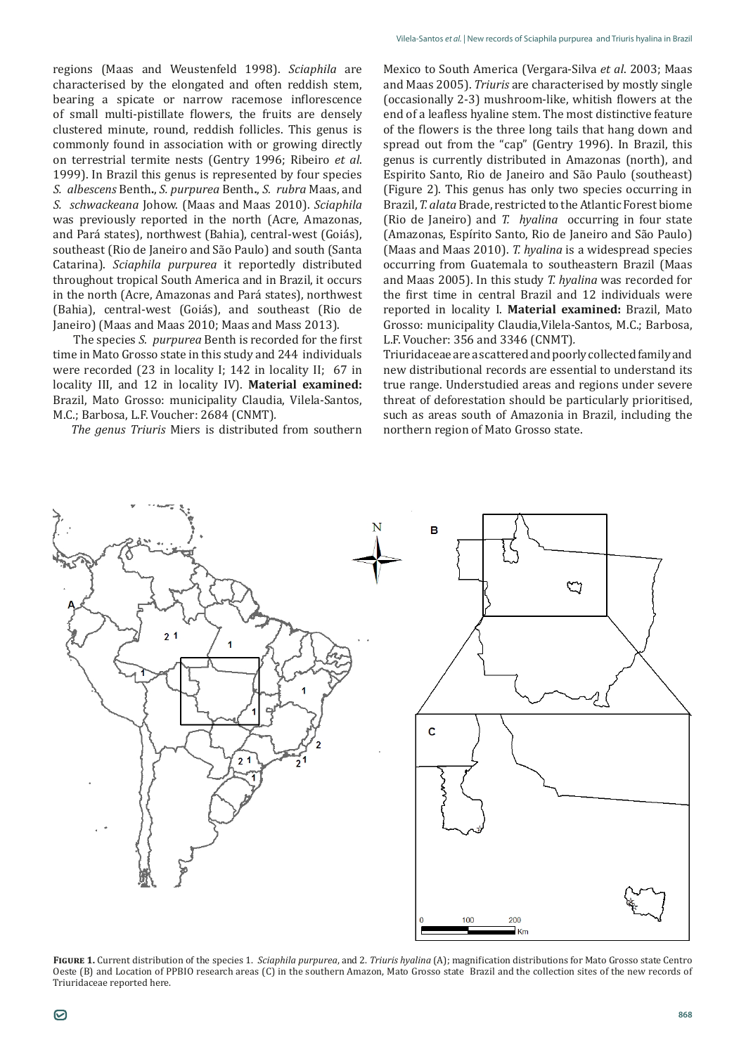regions (Maas and Weustenfeld 1998). *Sciaphila* are characterised by the elongated and often reddish stem, bearing a spicate or narrow racemose inflorescence of small multi-pistillate flowers, the fruits are densely clustered minute, round, reddish follicles. This genus is commonly found in association with or growing directly on terrestrial termite nests (Gentry 1996; Ribeiro *et al*. 1999). In Brazil this genus is represented by four species *S. albescens* Benth**.**, *S. purpurea* Benth**.**, *S. rubra* Maas, and *S. schwackeana* Johow. (Maas and Maas 2010). *Sciaphila* was previously reported in the north (Acre, Amazonas, and Pará states), northwest (Bahia), central-west (Goiás), southeast (Rio de Janeiro and São Paulo) and south (Santa Catarina). *Sciaphila purpurea* it reportedly distributed throughout tropical South America and in Brazil, it occurs in the north (Acre, Amazonas and Pará states), northwest (Bahia), central-west (Goiás), and southeast (Rio de Janeiro) (Maas and Maas 2010; Maas and Mass 2013).

The species *S. purpurea* Benth is recorded for the first time in Mato Grosso state in this study and 244 individuals were recorded (23 in locality I; 142 in locality II; 67 in locality III, and 12 in locality IV). **Material examined:** Brazil, Mato Grosso: municipality Claudia, Vilela-Santos, M.C.; Barbosa, L.F. Voucher: 2684 (CNMT).

*The genus Triuris* Miers is distributed from southern Mexico to South America (Vergara-Silva *et al*. 2003; Maas and Maas 2005). *Triuris* are characterised by mostly single (occasionally 2-3) mushroom-like, whitish flowers at the end of a leafless hyaline stem. The most distinctive feature of the flowers is the three long tails that hang down and spread out from the "cap" (Gentry 1996). In Brazil, this genus is currently distributed in Amazonas (north), and Espirito Santo, Rio de Janeiro and São Paulo (southeast) (Figure 2). This genus has only two species occurring in Brazil, *T. alata* Brade, restricted to the Atlantic Forest biome (Rio de Janeiro) and *T. hyalina* occurring in four state (Amazonas, Espírito Santo, Rio de Janeiro and São Paulo) (Maas and Maas 2010). *T. hyalina* is a widespread species occurring from Guatemala to southeastern Brazil (Maas and Maas 2005). In this study *T. hyalina* was recorded for the first time in central Brazil and 12 individuals were reported in locality I. **Material examined:** Brazil, Mato Grosso: municipality Claudia,Vilela-Santos, M.C.; Barbosa, L.F. Voucher: 356 and 3346 (CNMT).

Triuridaceae are a scattered and poorly collected family and new distributional records are essential to understand its true range. Understudied areas and regions under severe threat of deforestation should be particularly prioritised, such as areas south of Amazonia in Brazil, including the northern region of Mato Grosso state.

**Figure 1.** Current distribution of the species 1. *Sciaphila purpurea*, and 2. *Triuris hyalina* (A); magnification distributions for Mato Grosso state Centro Oeste (B) and Location of PPBIO research areas (C) in the southern Amazon, Mato Grosso state Brazil and the collection sites of the new records of Triuridaceae reported here.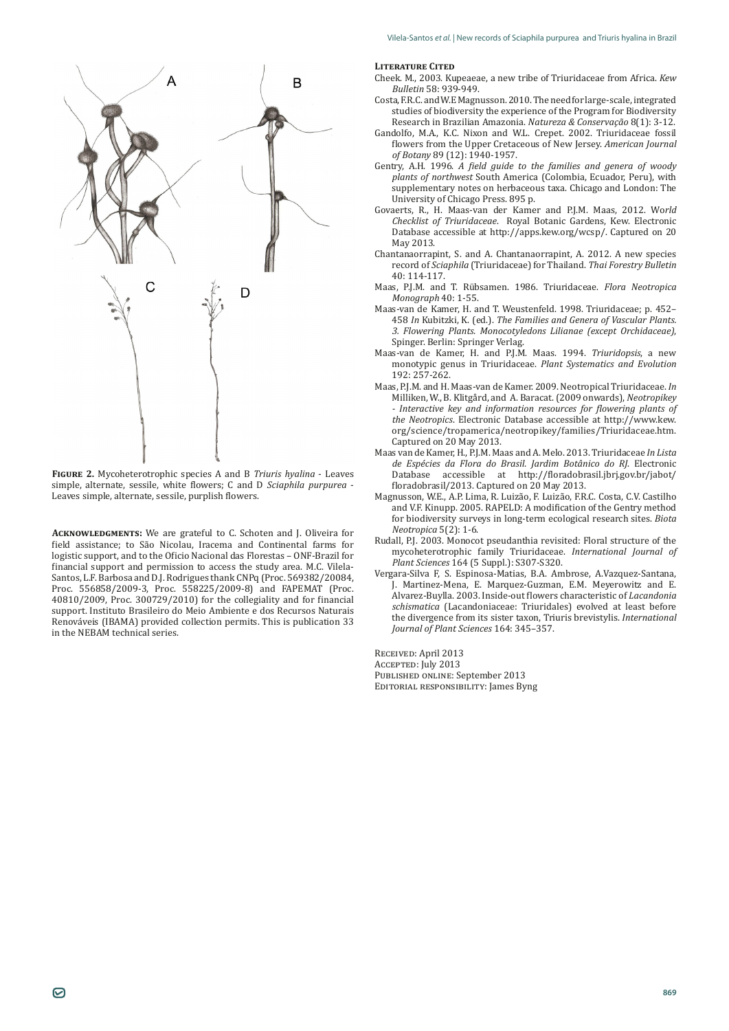**Figure 2.** Mycoheterotrophic species A and B *Triuris hyalina* - Leaves simple, alternate, sessile, white flowers; C and D *Sciaphila purpurea* - Leaves simple, alternate, sessile, purplish flowers.

**Acknowledgments:** We are grateful to C. Schoten and J. Oliveira for field assistance; to São Nicolau, Iracema and Continental farms for logistic support, and to the Oficio Nacional das Florestas – ONF-Brazil for financial support and permission to access the study area. M.C. Vilela-Santos, L.F. Barbosa and D.J. Rodrigues thank CNPq (Proc. 569382/20084, Proc. 556858/2009-3, Proc. 558225/2009-8) and FAPEMAT (Proc. 40810/2009, Proc. 300729/2010) for the collegiality and for financial support. Instituto Brasileiro do Meio Ambiente e dos Recursos Naturais Renováveis (IBAMA) provided collection permits. This is publication 33 in the NEBAM technical series.

## Literature Cited

Cheek. M., 2003. Kupeaeae, a new tribe of Triuridaceae from Africa. *Kew Bulletin* 58: 939-949.

Costa, F.R.C. and W.E Magnusson. 2010. The need for large-scale, integrated studies of biodiversity the experience of the Program for Biodiversity Research in Brazilian Amazonia. *Natureza & Conservação* 8(1): 3-12.

Gandolfo, M.A., K.C. Nixon and W.L. Crepet. 2002. Triuridaceae fossil flowers from the Upper Cretaceous of New Jersey. *American Journal of Botany* 89 (12): 1940-1957.

Gentry, A.H. 1996. *A field guide to the families and genera of woody plants of northwest* South America (Colombia, Ecuador, Peru), with supplementary notes on herbaceous taxa. Chicago and London: The University of Chicago Press. 895 p.

Govaerts, R., H. Maas-van der Kamer and P.J.M. Maas, 2012. *World Checklist of Triuridaceae*. Royal Botanic Gardens, Kew. Electronic Database accessible at http://apps.kew.org/wcsp/. Captured on 20 May 2013.

Chantanaorrapint, S. and A. Chantanaorrapint, A. 2012. A new species record of *Sciaphila* (Triuridaceae) for Thailand. *Thai Forestry Bulletin* 40: 114-117.

Maas, P.J.M. and T. Rübsamen. 1986. Triuridaceae. *Flora Neotropica Monograph* 40: 1-55.

Maas-van de Kamer, H. and T. Weustenfeld. 1998. Triuridaceae; p. 452–458 *In* Kubitzki, K. (ed.). *The Families and Genera of Vascular Plants. 3. Flowering Plants. Monocotyledons Lilianae (except Orchidaceae)*, Spinger. Berlin: Springer Verlag.

Maas-van de Kamer, H. and P.J.M. Maas. 1994. *Triuridopsis*, a new monotypic genus in Triuridaceae. *Plant Systematics and Evolution* 192: 257-262.

Maas, P.J.M. and H. Maas-van de Kamer. 2009. Neotropical Triuridaceae. *In* Milliken, W., B. Klitgård, and A. Baracat. (2009 onwards), *Neotropikey - Interactive key and information resources for flowering plants of the Neotropics*. Electronic Database accessible at http://www.kew.org/science/tropamerica/neotropikey/families/Triuridaceae.htm. Captured on 20 May 2013.

Maas van de Kamer, H., P.J.M. Maas and A. Melo. 2013. Triuridaceae *In Lista de Espécies da Flora do Brasil. Jardim Botânico do RJ*. Electronic Database accessible at http://floradobrasil.jbrj.gov.br/jabot/floradobrasil/2013. Captured on 20 May 2013.

Magnusson, W.E., A.P. Lima, R. Luizão, F. Luizão, F.R.C. Costa, C.V. Castilho and V.F. Kinupp. 2005. RAPELD: A modification of the Gentry method for biodiversity surveys in long-term ecological research sites. *Biota Neotropica* 5(2): 1-6.

Rudall, P.J. 2003. Monocot pseudanthia revisited: Floral structure of the mycoheterotrophic family Triuridaceae. *International Journal of Plant Sciences* 164 (5 Suppl.): S307-S320.

Vergara-Silva F, S. Espinosa-Matias, B.A. Ambrose, A.Vazquez-Santana, J. Martinez-Mena, E. Marquez-Guzman, E.M. Meyerowitz and E. Alvarez-Buylla. 2003. Inside-out flowers characteristic of *Lacandonia schismatica* (Lacandoniaceae: Triuridales) evolved at least before the divergence from its sister taxon, Triuris brevistylis. *International Journal of Plant Sciences* 164: 345–357.

Received: April 2013
Accepted: July 2013
Published online: September 2013
Editorial responsibility: James Byng